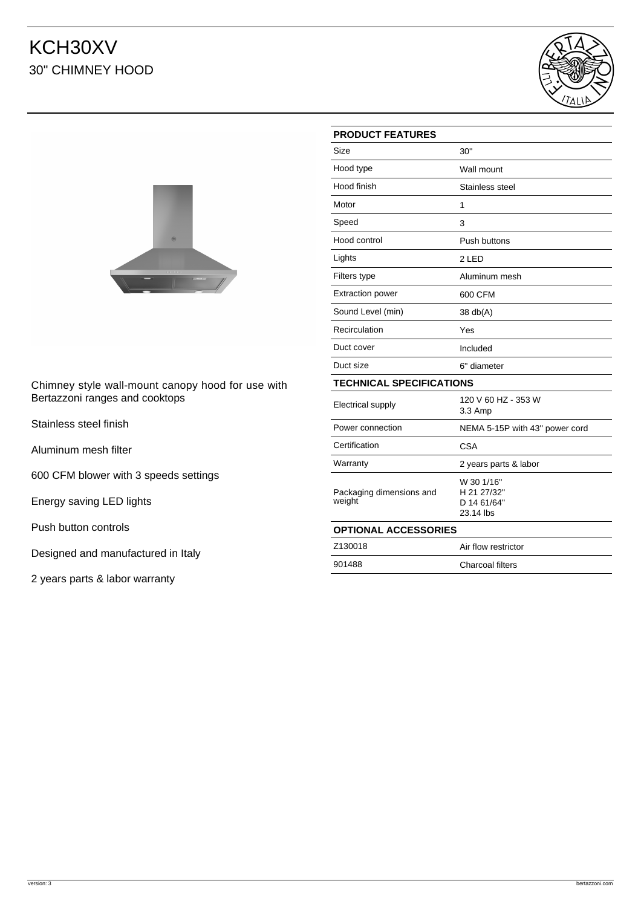# KCH30XV

## 30" CHIMNEY HOOD

Chimney style wall-mount canopy hood for use with Bertazzoni ranges and cooktops

Stainless steel finish

Aluminum mesh filter

600 CFM blower with 3 speeds settings

Energy saving LED lights

Push button controls

Designed and manufactured in Italy

2 years parts & labor warranty

| **PRODUCT FEATURES** | |
|---|---|
| Size | 30" |
| Hood type | Wall mount |
| Hood finish | Stainless steel |
| Motor | 1 |
| Speed | 3 |
| Hood control | Push buttons |
| Lights | 2 LED |
| Filters type | Aluminum mesh |
| Extraction power | 600 CFM |
| Sound Level (min) | 38 db(A) |
| Recirculation | Yes |
| Duct cover | Included |
| Duct size | 6" diameter |
| **TECHNICAL SPECIFICATIONS** | |
| Electrical supply | 120 V 60 HZ - 353 W<br>3.3 Amp |
| Power connection | NEMA 5-15P with 43" power cord |
| Certification | CSA |
| Warranty | 2 years parts & labor |
| Packaging dimensions and weight | W 30 1/16"<br>H 21 27/32"<br>D 14 61/64"<br>23.14 lbs |
| **OPTIONAL ACCESSORIES** | |
| Z130018 | Air flow restrictor |
| 901488 | Charcoal filters |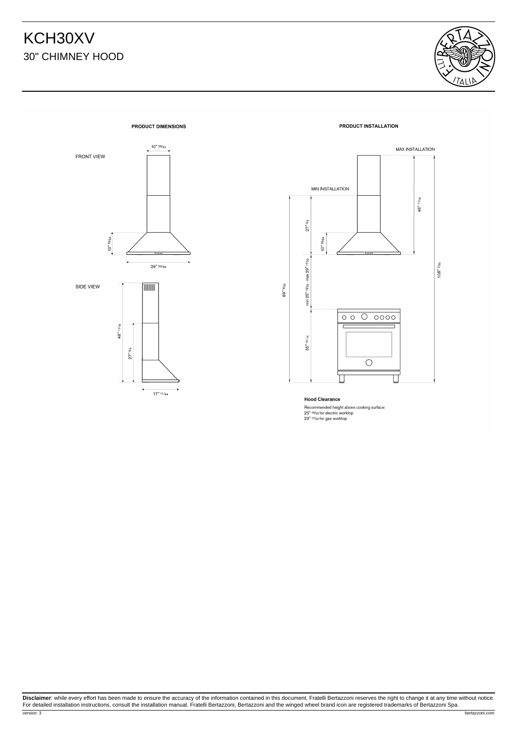# KCH30XV

## 30" CHIMNEY HOOD

**PRODUCT DIMENSIONS**

FRONT VIEW

10" 29/32

10" 25/64

29" 59/64

SIDE VIEW

46" 11/16

27" 3/4

17" 11/64

**PRODUCT INSTALLATION**

MAX INSTALLATION

MIN INSTALLATION

46" 11/16

27" 3/4

10" 25/64

min 25" 19/32 - max 29" 17/32

89" 9/32

108" 7/32

35" 15/16

**Hood Clearance**

Recommended height above cooking surface:
25" 19/32 for electric worktop
29" 17/32 for gas worktop

**Disclaimer**: while every effort has been made to ensure the accuracy of the information contained in this document, Fratelli Bertazzoni reserves the right to change it at any time without notice. For detailed installation instructions, consult the installation manual. Fratelli Bertazzoni, Bertazzoni and the winged wheel brand icon are registered trademarks of Bertazzoni Spa.

version: 3

bertazzoni.com